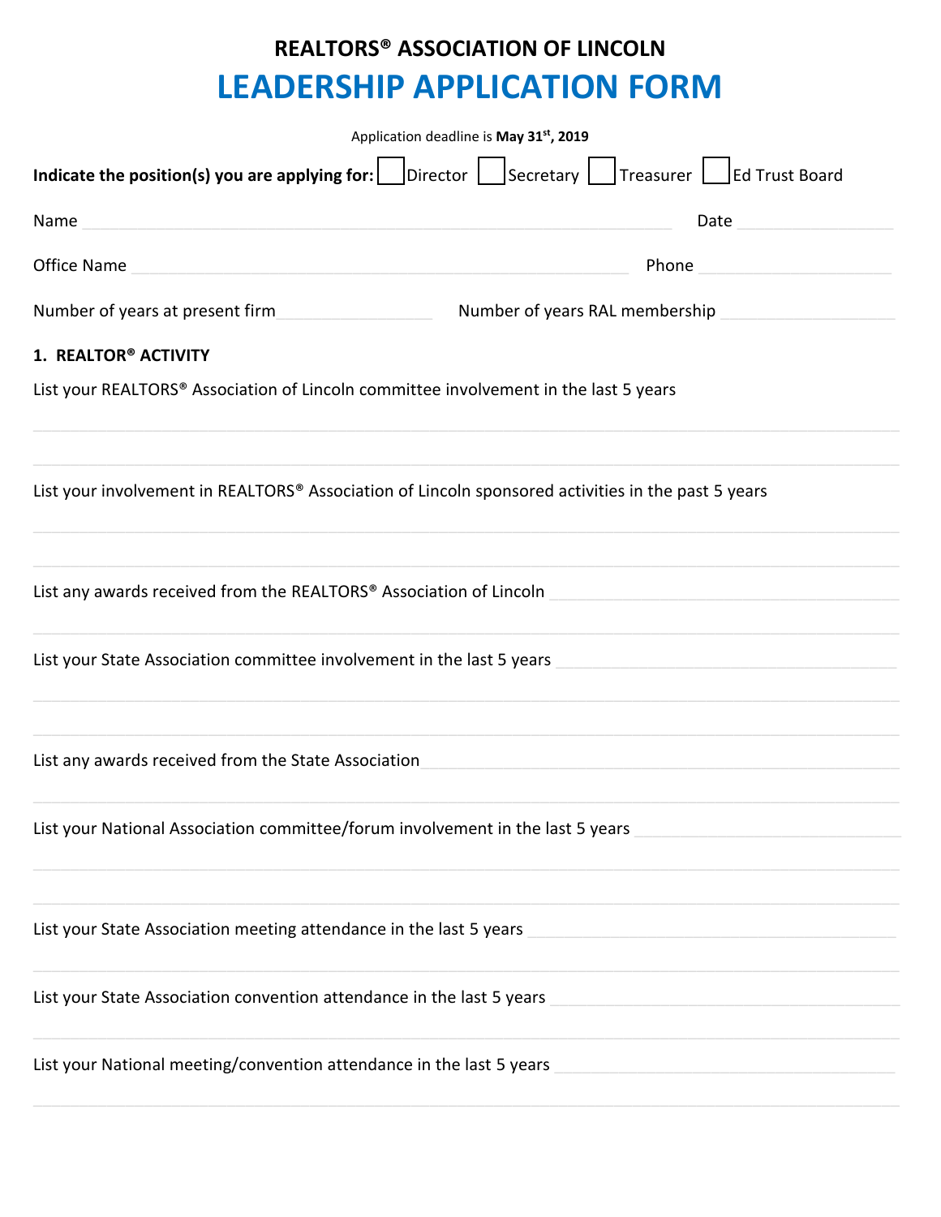# REALTORS® ASSOCIATION OF LINCOLN

# LEADERSHIP APPLICATION FORM

Application deadline is **May 31st, 2019**

**Indicate the position(s) you are applying for:** ☐ Director ☐ Secretary ☐ Treasurer ☐ Ed Trust Board

Name ______________________________ Date ______________

Office Name ______________________________ Phone ______________

Number of years at present firm ______________ Number of years RAL membership ______________

**1. REALTOR® ACTIVITY**

List your REALTORS® Association of Lincoln committee involvement in the last 5 years

______________________________

______________________________

List your involvement in REALTORS® Association of Lincoln sponsored activities in the past 5 years

______________________________

______________________________

List any awards received from the REALTORS® Association of Lincoln ______________________________

______________________________

List your State Association committee involvement in the last 5 years ______________________________

______________________________

______________________________

List any awards received from the State Association ______________________________

______________________________

List your National Association committee/forum involvement in the last 5 years ______________________________

______________________________

______________________________

List your State Association meeting attendance in the last 5 years ______________________________

______________________________

List your State Association convention attendance in the last 5 years ______________________________

______________________________

List your National meeting/convention attendance in the last 5 years ______________________________

______________________________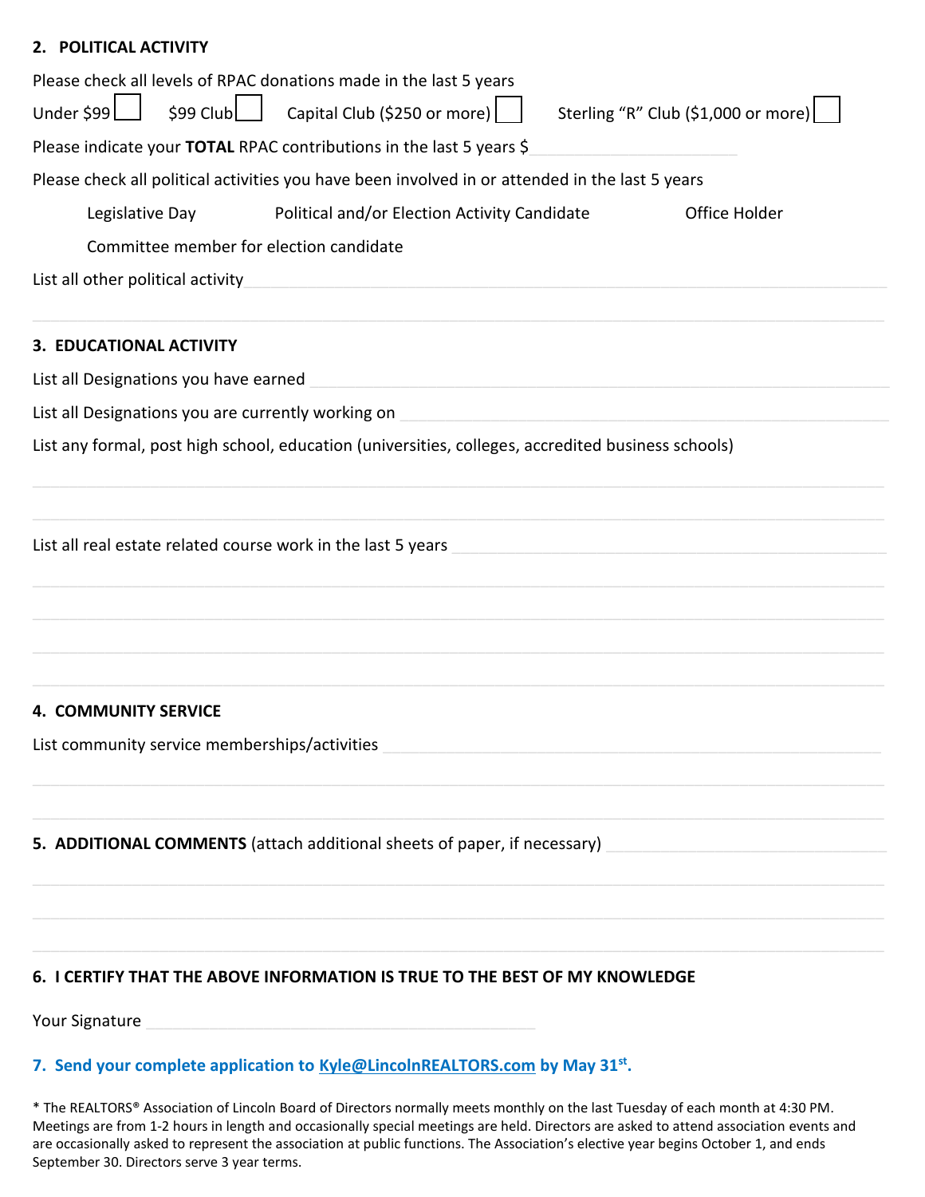## 2. POLITICAL ACTIVITY

Please check all levels of RPAC donations made in the last 5 years

Under $99 ☐ $99 Club ☐ Capital Club ($250 or more) ☐ Sterling "R" Club ($1,000 or more) ☐

Please indicate your **TOTAL** RPAC contributions in the last 5 years $ ____________________

Please check all political activities you have been involved in or attended in the last 5 years

Legislative Day Political and/or Election Activity Candidate Office Holder

Committee member for election candidate

List all other political activity ____________________

## 3. EDUCATIONAL ACTIVITY

List all Designations you have earned ____________________

List all Designations you are currently working on ____________________

List any formal, post high school, education (universities, colleges, accredited business schools)

____________________

List all real estate related course work in the last 5 years ____________________

## 4. COMMUNITY SERVICE

List community service memberships/activities ____________________

## 5. ADDITIONAL COMMENTS (attach additional sheets of paper, if necessary) ____________________

## 6. I CERTIFY THAT THE ABOVE INFORMATION IS TRUE TO THE BEST OF MY KNOWLEDGE

Your Signature ____________________

**7. Send your complete application to Kyle@LincolnREALTORS.com by May 31st.**

* The REALTORS® Association of Lincoln Board of Directors normally meets monthly on the last Tuesday of each month at 4:30 PM. Meetings are from 1-2 hours in length and occasionally special meetings are held. Directors are asked to attend association events and are occasionally asked to represent the association at public functions. The Association's elective year begins October 1, and ends September 30. Directors serve 3 year terms.